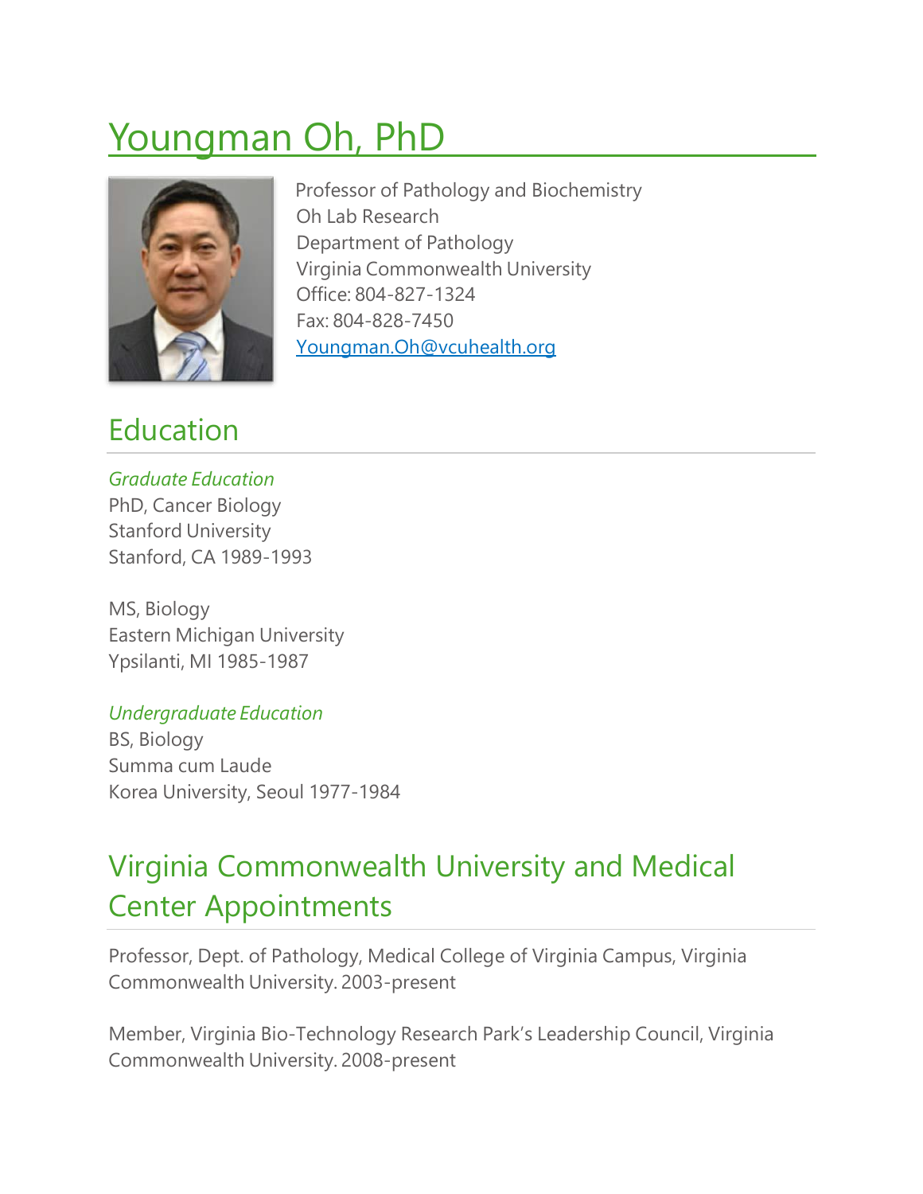# Youngman Oh, PhD

Professor of Pathology and Biochemistry
Oh Lab Research
Department of Pathology
Virginia Commonwealth University
Office: 804-827-1324
Fax: 804-828-7450
Youngman.Oh@vcuhealth.org

## Education

*Graduate Education*
PhD, Cancer Biology
Stanford University
Stanford, CA 1989-1993

MS, Biology
Eastern Michigan University
Ypsilanti, MI 1985-1987

*Undergraduate Education*
BS, Biology
Summa cum Laude
Korea University, Seoul 1977-1984

## Virginia Commonwealth University and Medical Center Appointments

Professor, Dept. of Pathology, Medical College of Virginia Campus, Virginia Commonwealth University. 2003-present

Member, Virginia Bio-Technology Research Park's Leadership Council, Virginia Commonwealth University. 2008-present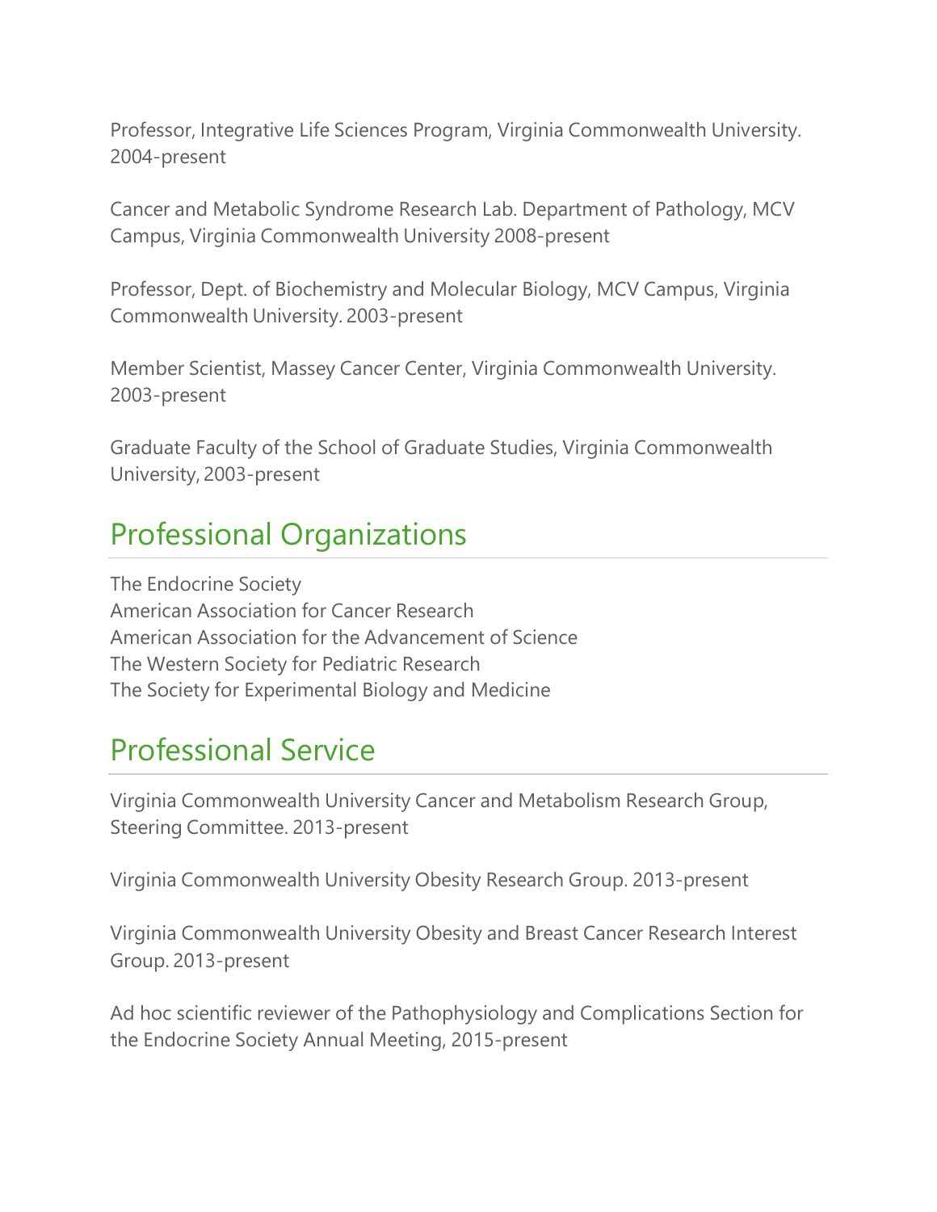Professor, Integrative Life Sciences Program, Virginia Commonwealth University. 2004-present

Cancer and Metabolic Syndrome Research Lab. Department of Pathology, MCV Campus, Virginia Commonwealth University 2008-present

Professor, Dept. of Biochemistry and Molecular Biology, MCV Campus, Virginia Commonwealth University. 2003-present

Member Scientist, Massey Cancer Center, Virginia Commonwealth University. 2003-present

Graduate Faculty of the School of Graduate Studies, Virginia Commonwealth University, 2003-present

## Professional Organizations

The Endocrine Society
American Association for Cancer Research
American Association for the Advancement of Science
The Western Society for Pediatric Research
The Society for Experimental Biology and Medicine

## Professional Service

Virginia Commonwealth University Cancer and Metabolism Research Group, Steering Committee. 2013-present

Virginia Commonwealth University Obesity Research Group. 2013-present

Virginia Commonwealth University Obesity and Breast Cancer Research Interest Group. 2013-present

Ad hoc scientific reviewer of the Pathophysiology and Complications Section for the Endocrine Society Annual Meeting, 2015-present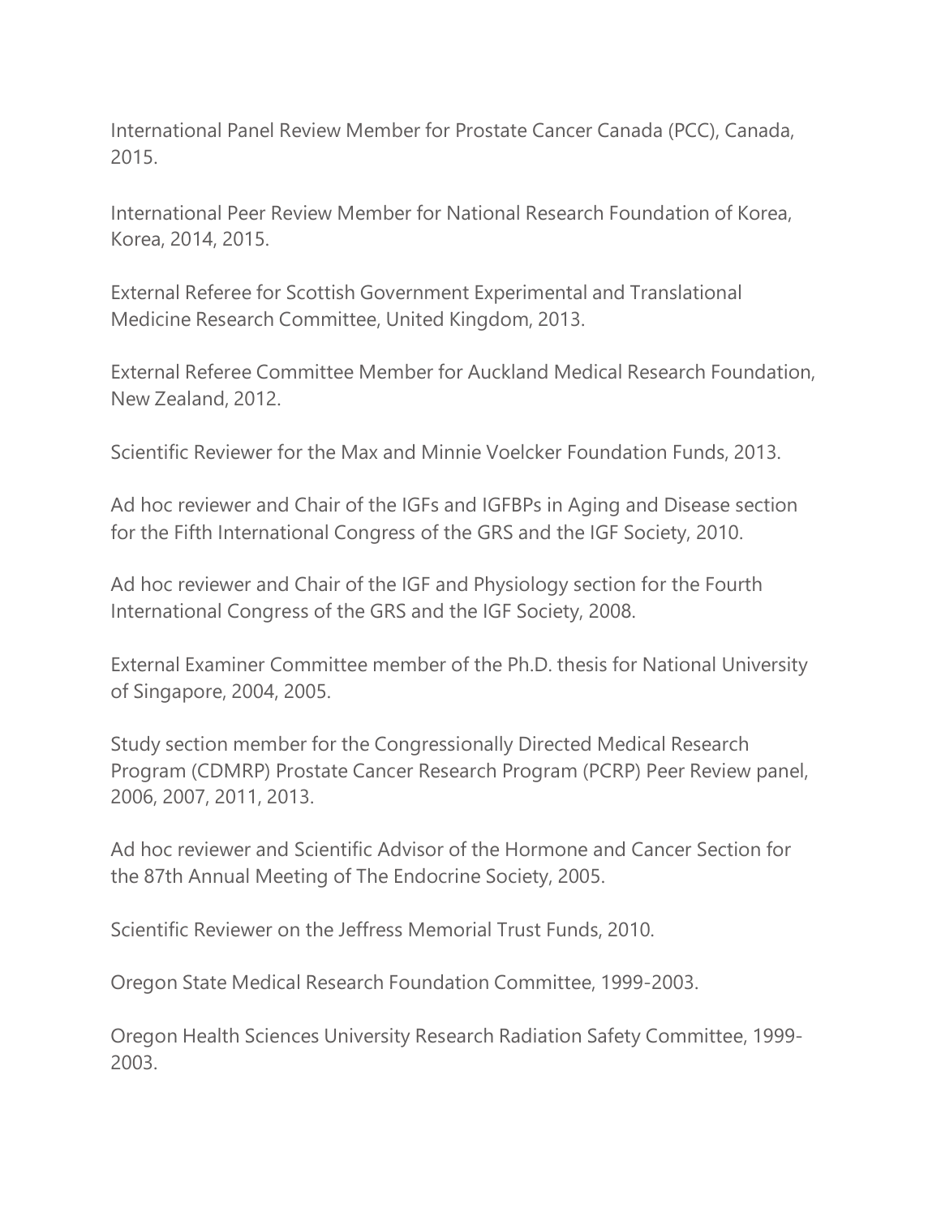International Panel Review Member for Prostate Cancer Canada (PCC), Canada, 2015.

International Peer Review Member for National Research Foundation of Korea, Korea, 2014, 2015.

External Referee for Scottish Government Experimental and Translational Medicine Research Committee, United Kingdom, 2013.

External Referee Committee Member for Auckland Medical Research Foundation, New Zealand, 2012.

Scientific Reviewer for the Max and Minnie Voelcker Foundation Funds, 2013.

Ad hoc reviewer and Chair of the IGFs and IGFBPs in Aging and Disease section for the Fifth International Congress of the GRS and the IGF Society, 2010.

Ad hoc reviewer and Chair of the IGF and Physiology section for the Fourth International Congress of the GRS and the IGF Society, 2008.

External Examiner Committee member of the Ph.D. thesis for National University of Singapore, 2004, 2005.

Study section member for the Congressionally Directed Medical Research Program (CDMRP) Prostate Cancer Research Program (PCRP) Peer Review panel, 2006, 2007, 2011, 2013.

Ad hoc reviewer and Scientific Advisor of the Hormone and Cancer Section for the 87th Annual Meeting of The Endocrine Society, 2005.

Scientific Reviewer on the Jeffress Memorial Trust Funds, 2010.

Oregon State Medical Research Foundation Committee, 1999-2003.

Oregon Health Sciences University Research Radiation Safety Committee, 1999-2003.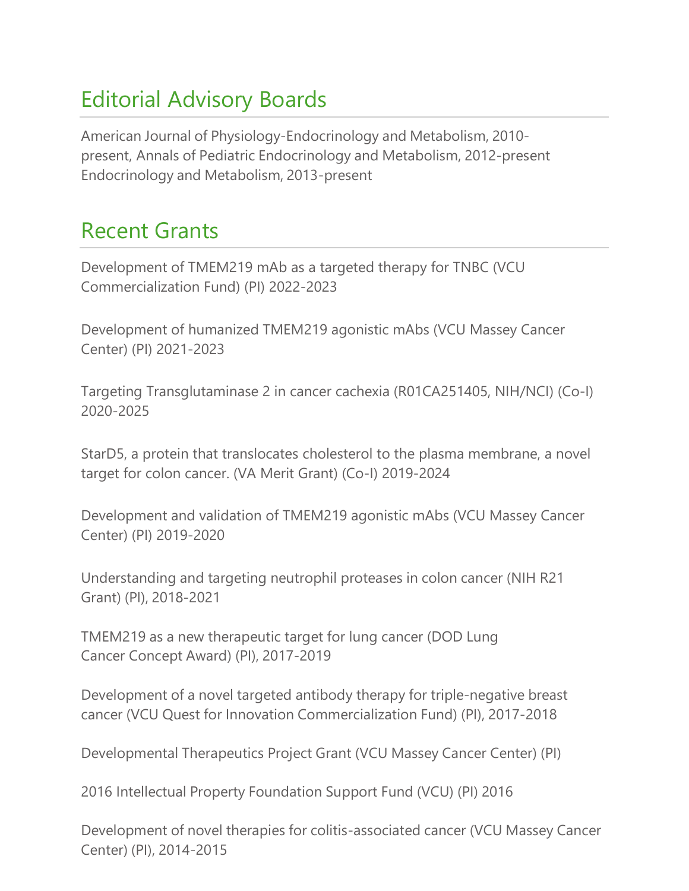## Editorial Advisory Boards

American Journal of Physiology-Endocrinology and Metabolism, 2010-present, Annals of Pediatric Endocrinology and Metabolism, 2012-present Endocrinology and Metabolism, 2013-present

## Recent Grants

Development of TMEM219 mAb as a targeted therapy for TNBC (VCU Commercialization Fund) (PI) 2022-2023

Development of humanized TMEM219 agonistic mAbs (VCU Massey Cancer Center) (PI) 2021-2023

Targeting Transglutaminase 2 in cancer cachexia (R01CA251405, NIH/NCI) (Co-I) 2020-2025

StarD5, a protein that translocates cholesterol to the plasma membrane, a novel target for colon cancer. (VA Merit Grant) (Co-I) 2019-2024

Development and validation of TMEM219 agonistic mAbs (VCU Massey Cancer Center) (PI) 2019-2020

Understanding and targeting neutrophil proteases in colon cancer (NIH R21 Grant) (PI), 2018-2021

TMEM219 as a new therapeutic target for lung cancer (DOD Lung Cancer Concept Award) (PI), 2017-2019

Development of a novel targeted antibody therapy for triple-negative breast cancer (VCU Quest for Innovation Commercialization Fund) (PI), 2017-2018

Developmental Therapeutics Project Grant (VCU Massey Cancer Center) (PI)

2016 Intellectual Property Foundation Support Fund (VCU) (PI) 2016

Development of novel therapies for colitis-associated cancer (VCU Massey Cancer Center) (PI), 2014-2015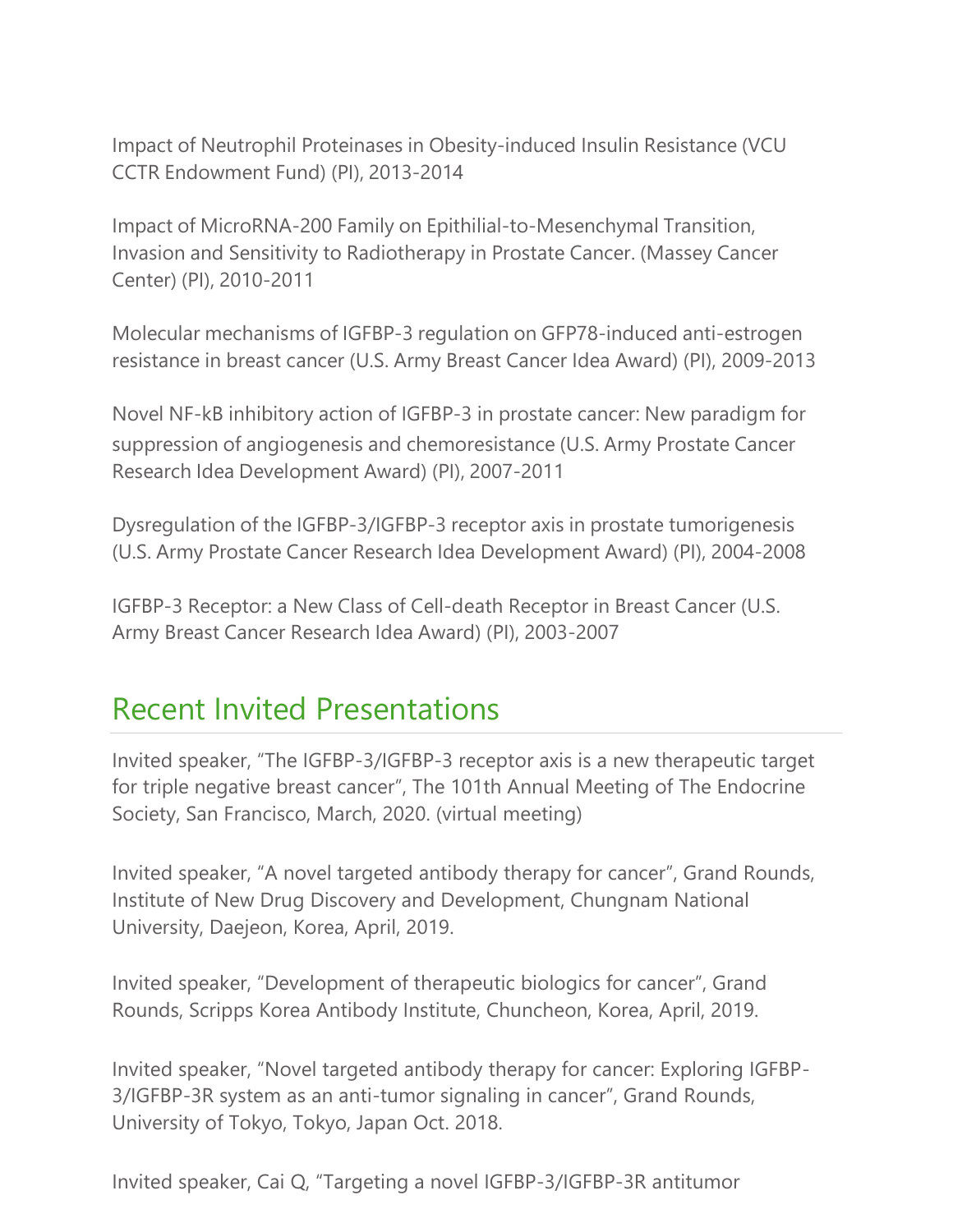Impact of Neutrophil Proteinases in Obesity-induced Insulin Resistance (VCU CCTR Endowment Fund) (PI), 2013-2014

Impact of MicroRNA-200 Family on Epithilial-to-Mesenchymal Transition, Invasion and Sensitivity to Radiotherapy in Prostate Cancer. (Massey Cancer Center) (PI), 2010-2011

Molecular mechanisms of IGFBP-3 regulation on GFP78-induced anti-estrogen resistance in breast cancer (U.S. Army Breast Cancer Idea Award) (PI), 2009-2013

Novel NF-kB inhibitory action of IGFBP-3 in prostate cancer: New paradigm for suppression of angiogenesis and chemoresistance (U.S. Army Prostate Cancer Research Idea Development Award) (PI), 2007-2011

Dysregulation of the IGFBP-3/IGFBP-3 receptor axis in prostate tumorigenesis (U.S. Army Prostate Cancer Research Idea Development Award) (PI), 2004-2008

IGFBP-3 Receptor: a New Class of Cell-death Receptor in Breast Cancer (U.S. Army Breast Cancer Research Idea Award) (PI), 2003-2007

## Recent Invited Presentations

Invited speaker, "The IGFBP-3/IGFBP-3 receptor axis is a new therapeutic target for triple negative breast cancer", The 101th Annual Meeting of The Endocrine Society, San Francisco, March, 2020. (virtual meeting)

Invited speaker, "A novel targeted antibody therapy for cancer", Grand Rounds, Institute of New Drug Discovery and Development, Chungnam National University, Daejeon, Korea, April, 2019.

Invited speaker, "Development of therapeutic biologics for cancer", Grand Rounds, Scripps Korea Antibody Institute, Chuncheon, Korea, April, 2019.

Invited speaker, "Novel targeted antibody therapy for cancer: Exploring IGFBP-3/IGFBP-3R system as an anti-tumor signaling in cancer", Grand Rounds, University of Tokyo, Tokyo, Japan Oct. 2018.

Invited speaker, Cai Q, "Targeting a novel IGFBP-3/IGFBP-3R antitumor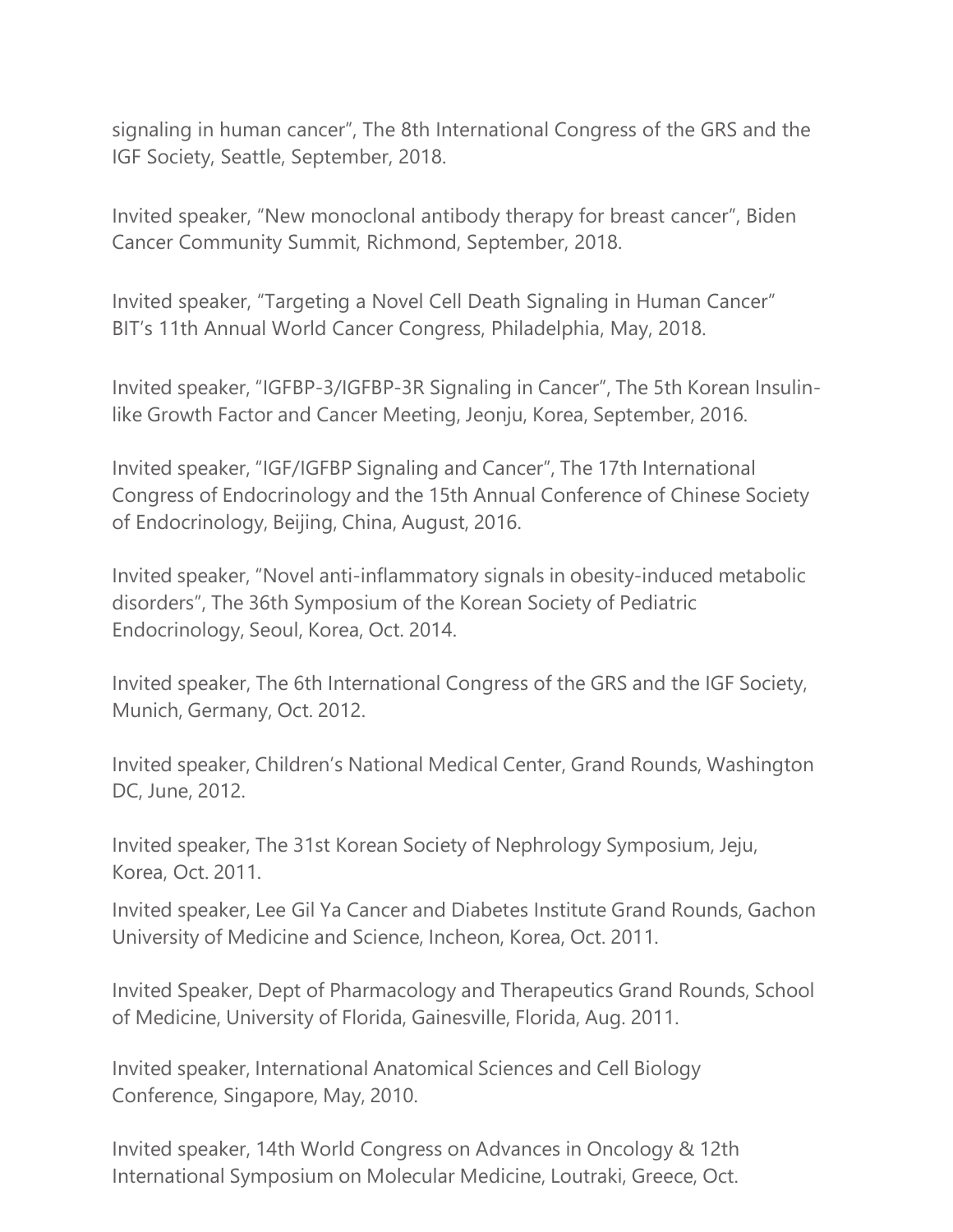signaling in human cancer", The 8th International Congress of the GRS and the IGF Society, Seattle, September, 2018.

Invited speaker, "New monoclonal antibody therapy for breast cancer", Biden Cancer Community Summit, Richmond, September, 2018.

Invited speaker, "Targeting a Novel Cell Death Signaling in Human Cancer" BIT's 11th Annual World Cancer Congress, Philadelphia, May, 2018.

Invited speaker, "IGFBP-3/IGFBP-3R Signaling in Cancer", The 5th Korean Insulin-like Growth Factor and Cancer Meeting, Jeonju, Korea, September, 2016.

Invited speaker, "IGF/IGFBP Signaling and Cancer", The 17th International Congress of Endocrinology and the 15th Annual Conference of Chinese Society of Endocrinology, Beijing, China, August, 2016.

Invited speaker, "Novel anti-inflammatory signals in obesity-induced metabolic disorders", The 36th Symposium of the Korean Society of Pediatric Endocrinology, Seoul, Korea, Oct. 2014.

Invited speaker, The 6th International Congress of the GRS and the IGF Society, Munich, Germany, Oct. 2012.

Invited speaker, Children's National Medical Center, Grand Rounds, Washington DC, June, 2012.

Invited speaker, The 31st Korean Society of Nephrology Symposium, Jeju, Korea, Oct. 2011.

Invited speaker, Lee Gil Ya Cancer and Diabetes Institute Grand Rounds, Gachon University of Medicine and Science, Incheon, Korea, Oct. 2011.

Invited Speaker, Dept of Pharmacology and Therapeutics Grand Rounds, School of Medicine, University of Florida, Gainesville, Florida, Aug. 2011.

Invited speaker, International Anatomical Sciences and Cell Biology Conference, Singapore, May, 2010.

Invited speaker, 14th World Congress on Advances in Oncology & 12th International Symposium on Molecular Medicine, Loutraki, Greece, Oct.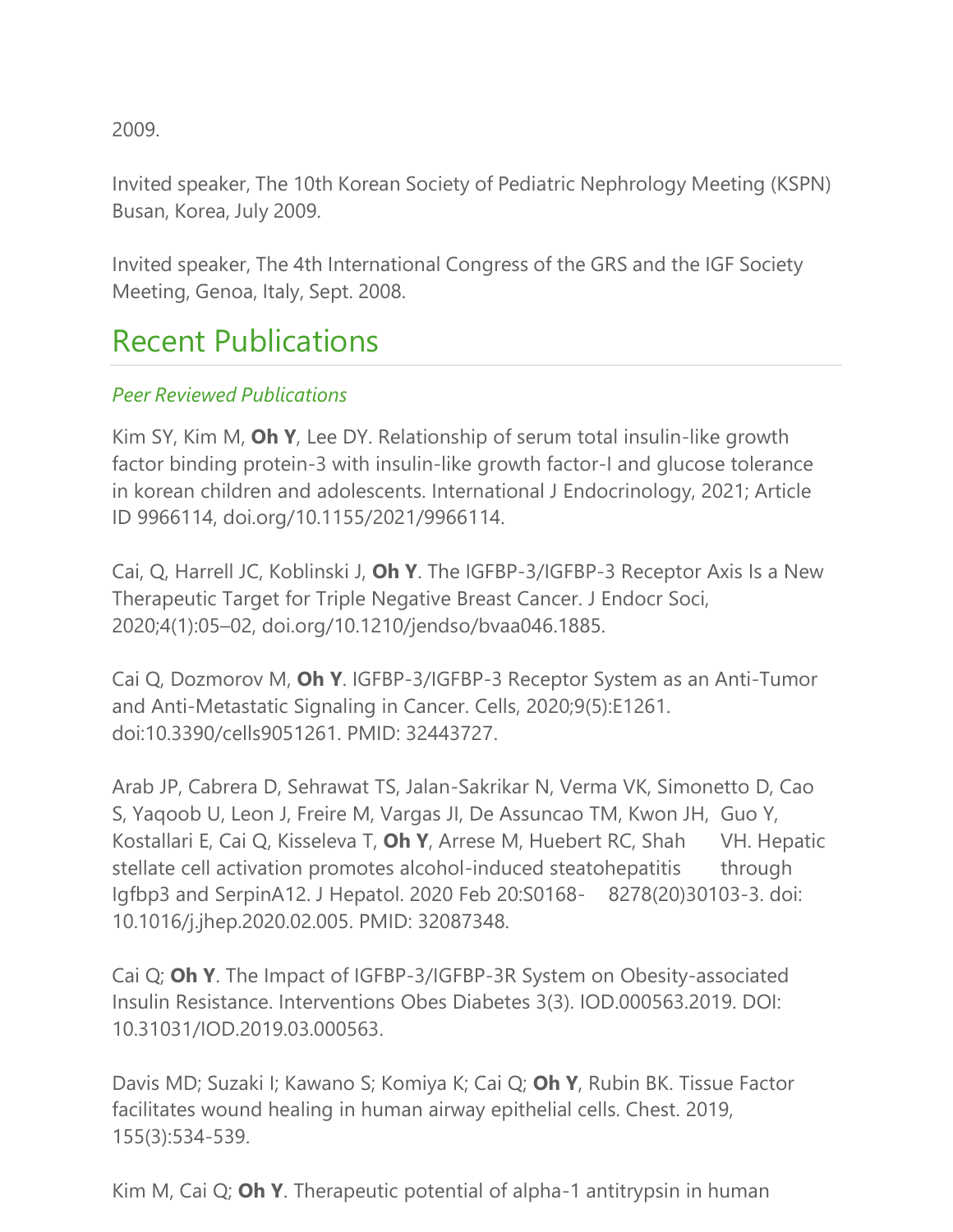2009.

Invited speaker, The 10th Korean Society of Pediatric Nephrology Meeting (KSPN) Busan, Korea, July 2009.

Invited speaker, The 4th International Congress of the GRS and the IGF Society Meeting, Genoa, Italy, Sept. 2008.

## Recent Publications

### *Peer Reviewed Publications*

Kim SY, Kim M, **Oh Y**, Lee DY. Relationship of serum total insulin-like growth factor binding protein-3 with insulin-like growth factor-I and glucose tolerance in korean children and adolescents. International J Endocrinology, 2021; Article ID 9966114, doi.org/10.1155/2021/9966114.

Cai, Q, Harrell JC, Koblinski J, **Oh Y**. The IGFBP-3/IGFBP-3 Receptor Axis Is a New Therapeutic Target for Triple Negative Breast Cancer. J Endocr Soci, 2020;4(1):05–02, doi.org/10.1210/jendso/bvaa046.1885.

Cai Q, Dozmorov M, **Oh Y**. IGFBP-3/IGFBP-3 Receptor System as an Anti-Tumor and Anti-Metastatic Signaling in Cancer. Cells, 2020;9(5):E1261. doi:10.3390/cells9051261. PMID: 32443727.

Arab JP, Cabrera D, Sehrawat TS, Jalan-Sakrikar N, Verma VK, Simonetto D, Cao S, Yaqoob U, Leon J, Freire M, Vargas JI, De Assuncao TM, Kwon JH, Guo Y, Kostallari E, Cai Q, Kisseleva T, **Oh Y**, Arrese M, Huebert RC, Shah VH. Hepatic stellate cell activation promotes alcohol-induced steatohepatitis through Igfbp3 and SerpinA12. J Hepatol. 2020 Feb 20:S0168- 8278(20)30103-3. doi: 10.1016/j.jhep.2020.02.005. PMID: 32087348.

Cai Q; **Oh Y**. The Impact of IGFBP-3/IGFBP-3R System on Obesity-associated Insulin Resistance. Interventions Obes Diabetes 3(3). IOD.000563.2019. DOI: 10.31031/IOD.2019.03.000563.

Davis MD; Suzaki I; Kawano S; Komiya K; Cai Q; **Oh Y**, Rubin BK. Tissue Factor facilitates wound healing in human airway epithelial cells. Chest. 2019, 155(3):534-539.

Kim M, Cai Q; **Oh Y**. Therapeutic potential of alpha-1 antitrypsin in human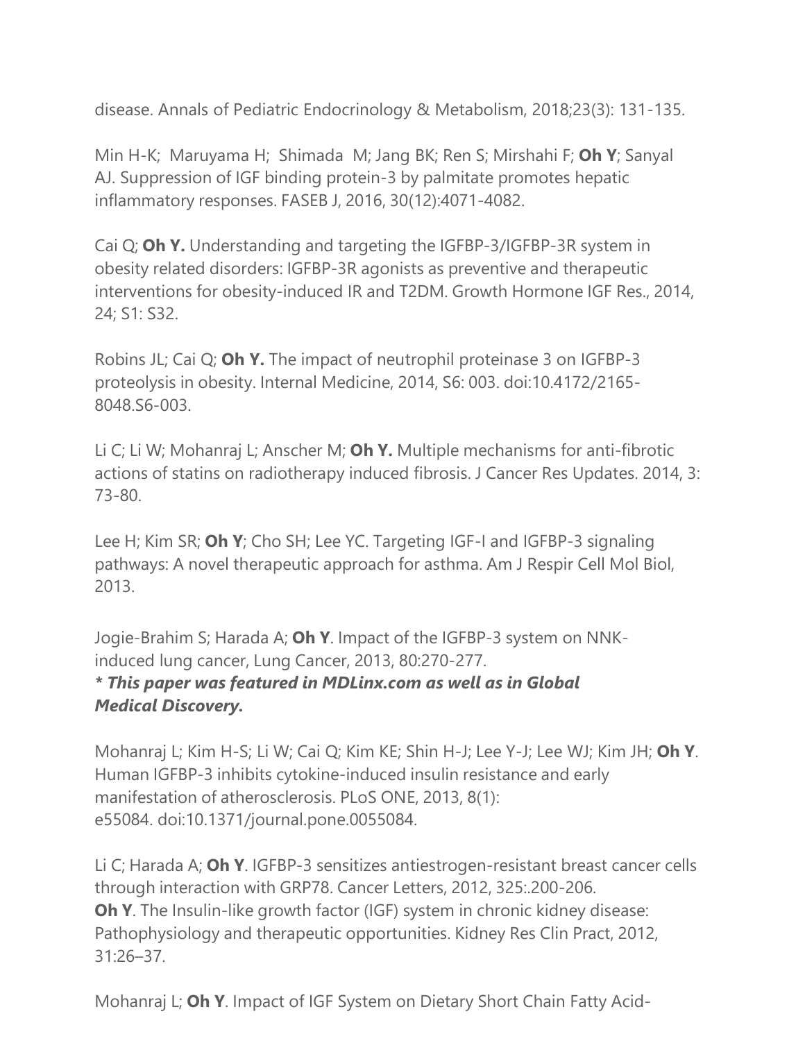disease. Annals of Pediatric Endocrinology & Metabolism, 2018;23(3): 131-135.

Min H-K; Maruyama H; Shimada M; Jang BK; Ren S; Mirshahi F; **Oh Y**; Sanyal AJ. Suppression of IGF binding protein-3 by palmitate promotes hepatic inflammatory responses. FASEB J, 2016, 30(12):4071-4082.

Cai Q; **Oh Y.** Understanding and targeting the IGFBP-3/IGFBP-3R system in obesity related disorders: IGFBP-3R agonists as preventive and therapeutic interventions for obesity-induced IR and T2DM. Growth Hormone IGF Res., 2014, 24; S1: S32.

Robins JL; Cai Q; **Oh Y.** The impact of neutrophil proteinase 3 on IGFBP-3 proteolysis in obesity. Internal Medicine, 2014, S6: 003. doi:10.4172/2165-8048.S6-003.

Li C; Li W; Mohanraj L; Anscher M; **Oh Y.** Multiple mechanisms for anti-fibrotic actions of statins on radiotherapy induced fibrosis. J Cancer Res Updates. 2014, 3: 73-80.

Lee H; Kim SR; **Oh Y**; Cho SH; Lee YC. Targeting IGF-I and IGFBP-3 signaling pathways: A novel therapeutic approach for asthma. Am J Respir Cell Mol Biol, 2013.

Jogie-Brahim S; Harada A; **Oh Y**. Impact of the IGFBP-3 system on NNK-induced lung cancer, Lung Cancer, 2013, 80:270-277.
***\* This paper was featured in MDLinx.com as well as in Global Medical Discovery.***

Mohanraj L; Kim H-S; Li W; Cai Q; Kim KE; Shin H-J; Lee Y-J; Lee WJ; Kim JH; **Oh Y**. Human IGFBP-3 inhibits cytokine-induced insulin resistance and early manifestation of atherosclerosis. PLoS ONE, 2013, 8(1): e55084. doi:10.1371/journal.pone.0055084.

Li C; Harada A; **Oh Y**. IGFBP-3 sensitizes antiestrogen-resistant breast cancer cells through interaction with GRP78. Cancer Letters, 2012, 325:.200-206.
**Oh Y**. The Insulin-like growth factor (IGF) system in chronic kidney disease: Pathophysiology and therapeutic opportunities. Kidney Res Clin Pract, 2012, 31:26–37.

Mohanraj L; **Oh Y**. Impact of IGF System on Dietary Short Chain Fatty Acid-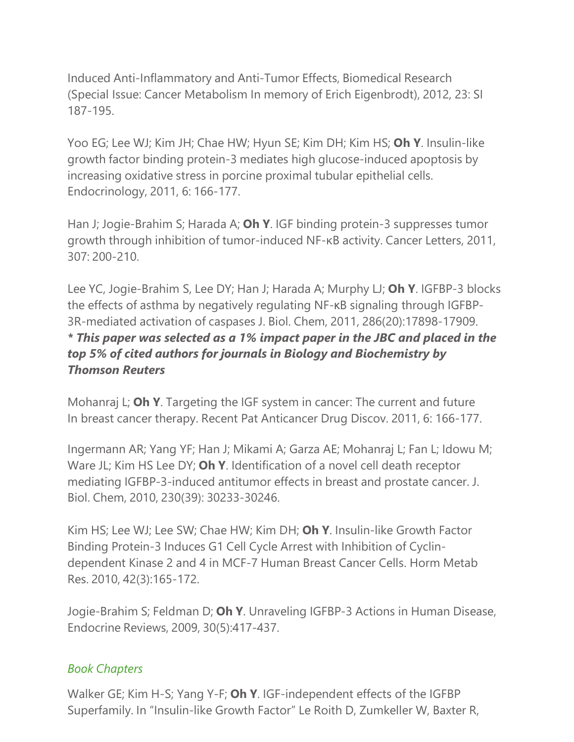Induced Anti-Inflammatory and Anti-Tumor Effects, Biomedical Research (Special Issue: Cancer Metabolism In memory of Erich Eigenbrodt), 2012, 23: SI 187-195.

Yoo EG; Lee WJ; Kim JH; Chae HW; Hyun SE; Kim DH; Kim HS; **Oh Y**. Insulin-like growth factor binding protein-3 mediates high glucose-induced apoptosis by increasing oxidative stress in porcine proximal tubular epithelial cells. Endocrinology, 2011, 6: 166-177.

Han J; Jogie-Brahim S; Harada A; **Oh Y**. IGF binding protein-3 suppresses tumor growth through inhibition of tumor-induced NF-κB activity. Cancer Letters, 2011, 307: 200-210.

Lee YC, Jogie-Brahim S, Lee DY; Han J; Harada A; Murphy LJ; **Oh Y**. IGFBP-3 blocks the effects of asthma by negatively regulating NF-κB signaling through IGFBP-3R-mediated activation of caspases J. Biol. Chem, 2011, 286(20):17898-17909.
***\* This paper was selected as a 1% impact paper in the JBC and placed in the top 5% of cited authors for journals in Biology and Biochemistry by Thomson Reuters***

Mohanraj L; **Oh Y**. Targeting the IGF system in cancer: The current and future In breast cancer therapy. Recent Pat Anticancer Drug Discov. 2011, 6: 166-177.

Ingermann AR; Yang YF; Han J; Mikami A; Garza AE; Mohanraj L; Fan L; Idowu M; Ware JL; Kim HS Lee DY; **Oh Y**. Identification of a novel cell death receptor mediating IGFBP-3-induced antitumor effects in breast and prostate cancer. J. Biol. Chem, 2010, 230(39): 30233-30246.

Kim HS; Lee WJ; Lee SW; Chae HW; Kim DH; **Oh Y**. Insulin-like Growth Factor Binding Protein-3 Induces G1 Cell Cycle Arrest with Inhibition of Cyclin-dependent Kinase 2 and 4 in MCF-7 Human Breast Cancer Cells. Horm Metab Res. 2010, 42(3):165-172.

Jogie-Brahim S; Feldman D; **Oh Y**. Unraveling IGFBP-3 Actions in Human Disease, Endocrine Reviews, 2009, 30(5):417-437.

### *Book Chapters*

Walker GE; Kim H-S; Yang Y-F; **Oh Y**. IGF-independent effects of the IGFBP Superfamily. In "Insulin-like Growth Factor" Le Roith D, Zumkeller W, Baxter R,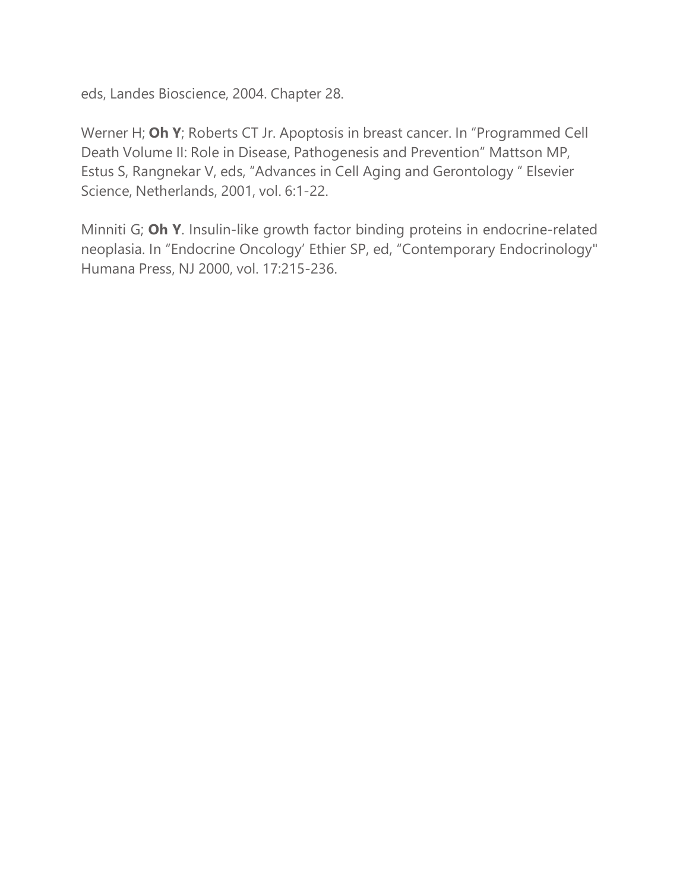eds, Landes Bioscience, 2004. Chapter 28.

Werner H; **Oh Y**; Roberts CT Jr. Apoptosis in breast cancer. In "Programmed Cell Death Volume II: Role in Disease, Pathogenesis and Prevention" Mattson MP, Estus S, Rangnekar V, eds, "Advances in Cell Aging and Gerontology " Elsevier Science, Netherlands, 2001, vol. 6:1-22.

Minniti G; **Oh Y**. Insulin-like growth factor binding proteins in endocrine-related neoplasia. In "Endocrine Oncology' Ethier SP, ed, "Contemporary Endocrinology" Humana Press, NJ 2000, vol. 17:215-236.